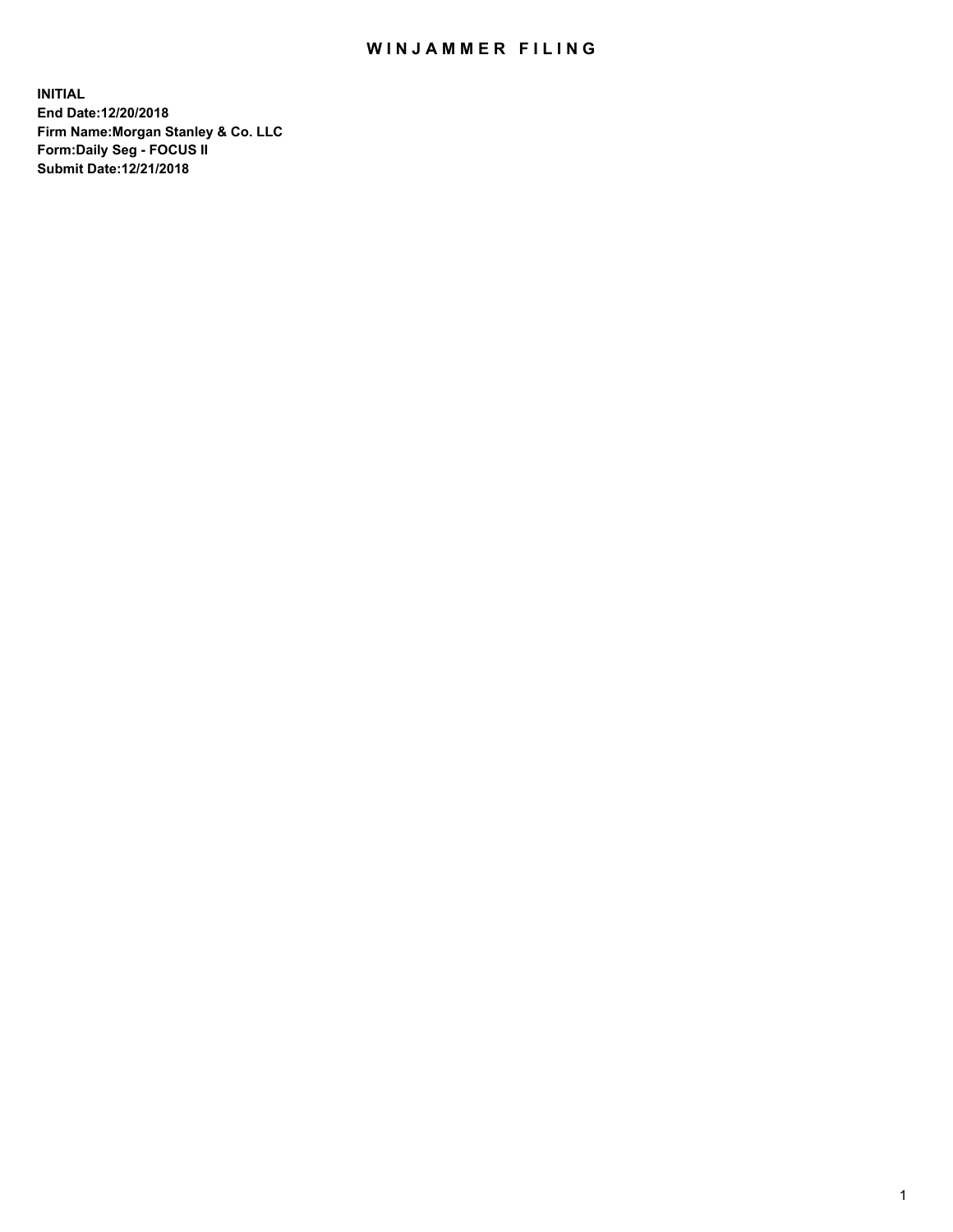# WINJAMMER FILING

**INITIAL**
**End Date:12/20/2018**
**Firm Name:Morgan Stanley & Co. LLC**
**Form:Daily Seg - FOCUS II**
**Submit Date:12/21/2018**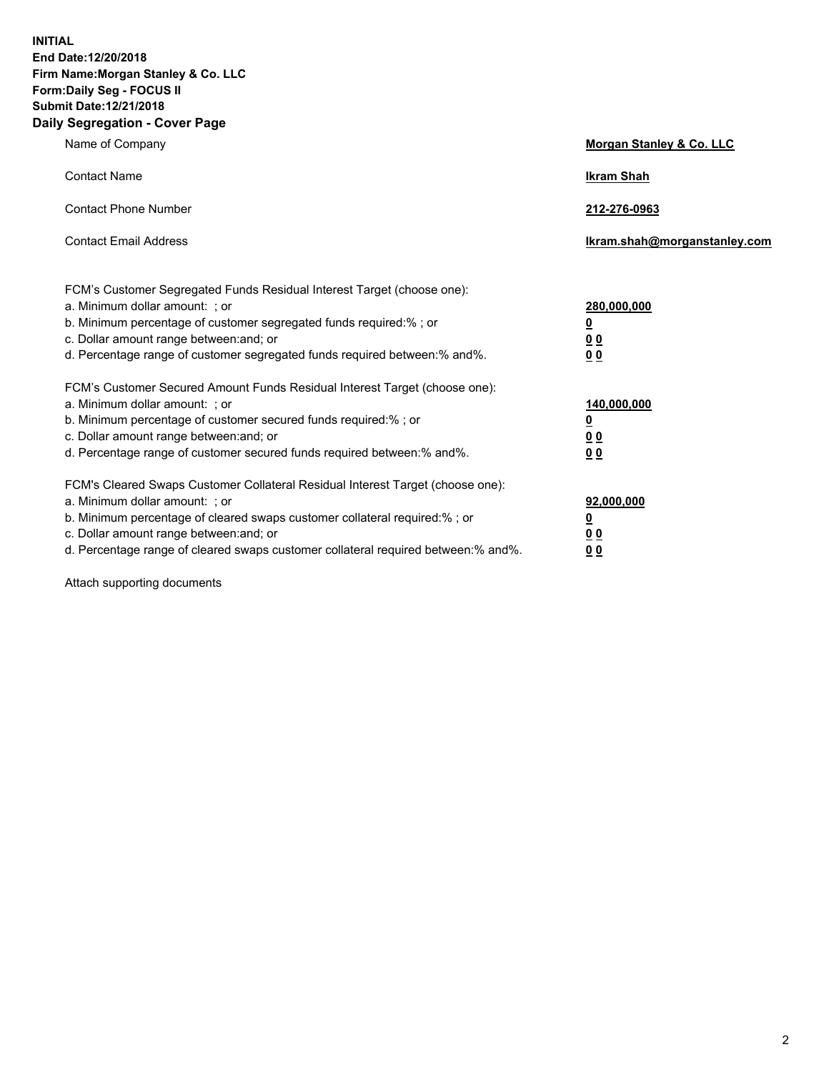**INITIAL**
**End Date:12/20/2018**
**Firm Name:Morgan Stanley & Co. LLC**
**Form:Daily Seg - FOCUS II**
**Submit Date:12/21/2018**
**Daily Segregation - Cover Page**

| | |
|---|---|
| Name of Company | **Morgan Stanley & Co. LLC** |
| Contact Name | **Ikram Shah** |
| Contact Phone Number | **212-276-0963** |
| Contact Email Address | **Ikram.shah@morganstanley.com** |

| | |
|---|---|
| FCM's Customer Segregated Funds Residual Interest Target (choose one): | |
| a. Minimum dollar amount: ; or | **280,000,000** |
| b. Minimum percentage of customer segregated funds required:% ; or | **0** |
| c. Dollar amount range between:and; or | **0 0** |
| d. Percentage range of customer segregated funds required between:% and%. | **0 0** |
| FCM's Customer Secured Amount Funds Residual Interest Target (choose one): | |
| a. Minimum dollar amount: ; or | **140,000,000** |
| b. Minimum percentage of customer secured funds required:% ; or | **0** |
| c. Dollar amount range between:and; or | **0 0** |
| d. Percentage range of customer secured funds required between:% and%. | **0 0** |
| FCM's Cleared Swaps Customer Collateral Residual Interest Target (choose one): | |
| a. Minimum dollar amount: ; or | **92,000,000** |
| b. Minimum percentage of cleared swaps customer collateral required:% ; or | **0** |
| c. Dollar amount range between:and; or | **0 0** |
| d. Percentage range of cleared swaps customer collateral required between:% and%. | **0 0** |

Attach supporting documents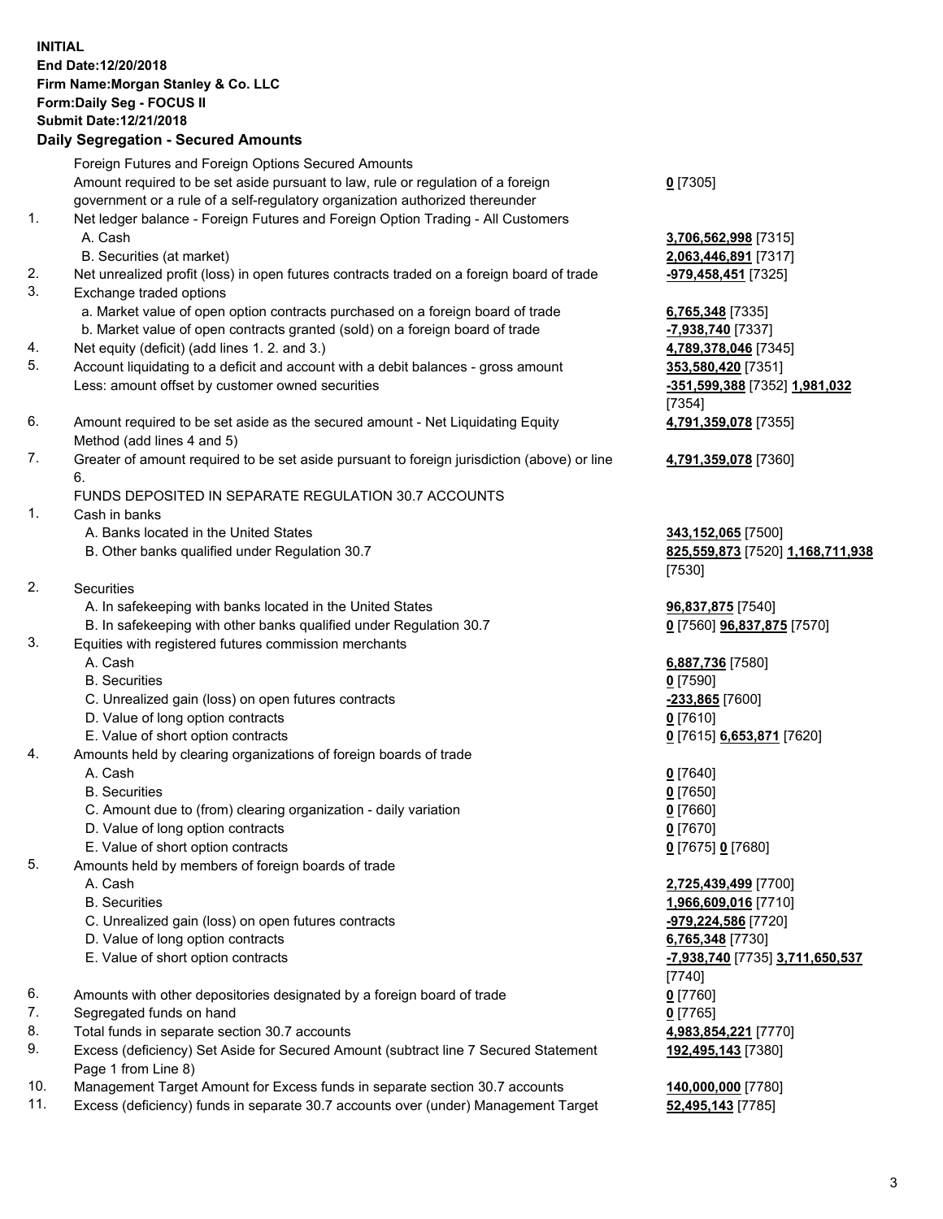**INITIAL**
**End Date:12/20/2018**
**Firm Name:Morgan Stanley & Co. LLC**
**Form:Daily Seg - FOCUS II**
**Submit Date:12/21/2018**

## Daily Segregation - Secured Amounts

| | | |
|---|---|---|
| | Foreign Futures and Foreign Options Secured Amounts | |
| | Amount required to be set aside pursuant to law, rule or regulation of a foreign government or a rule of a self-regulatory organization authorized thereunder | **0** [7305] |
| 1. | Net ledger balance - Foreign Futures and Foreign Option Trading - All Customers | |
| | A. Cash | **3,706,562,998** [7315] |
| | B. Securities (at market) | **2,063,446,891** [7317] |
| 2. | Net unrealized profit (loss) in open futures contracts traded on a foreign board of trade | **-979,458,451** [7325] |
| 3. | Exchange traded options | |
| | a. Market value of open option contracts purchased on a foreign board of trade | **6,765,348** [7335] |
| | b. Market value of open contracts granted (sold) on a foreign board of trade | **-7,938,740** [7337] |
| 4. | Net equity (deficit) (add lines 1. 2. and 3.) | **4,789,378,046** [7345] |
| 5. | Account liquidating to a deficit and account with a debit balances - gross amount | **353,580,420** [7351] |
| | Less: amount offset by customer owned securities | **-351,599,388** [7352] **1,981,032** [7354] |
| 6. | Amount required to be set aside as the secured amount - Net Liquidating Equity Method (add lines 4 and 5) | **4,791,359,078** [7355] |
| 7. | Greater of amount required to be set aside pursuant to foreign jurisdiction (above) or line 6. | **4,791,359,078** [7360] |
| | FUNDS DEPOSITED IN SEPARATE REGULATION 30.7 ACCOUNTS | |
| 1. | Cash in banks | |
| | A. Banks located in the United States | **343,152,065** [7500] |
| | B. Other banks qualified under Regulation 30.7 | **825,559,873** [7520] **1,168,711,938** [7530] |
| 2. | Securities | |
| | A. In safekeeping with banks located in the United States | **96,837,875** [7540] |
| | B. In safekeeping with other banks qualified under Regulation 30.7 | **0** [7560] **96,837,875** [7570] |
| 3. | Equities with registered futures commission merchants | |
| | A. Cash | **6,887,736** [7580] |
| | B. Securities | **0** [7590] |
| | C. Unrealized gain (loss) on open futures contracts | **-233,865** [7600] |
| | D. Value of long option contracts | **0** [7610] |
| | E. Value of short option contracts | **0** [7615] **6,653,871** [7620] |
| 4. | Amounts held by clearing organizations of foreign boards of trade | |
| | A. Cash | **0** [7640] |
| | B. Securities | **0** [7650] |
| | C. Amount due to (from) clearing organization - daily variation | **0** [7660] |
| | D. Value of long option contracts | **0** [7670] |
| | E. Value of short option contracts | **0** [7675] **0** [7680] |
| 5. | Amounts held by members of foreign boards of trade | |
| | A. Cash | **2,725,439,499** [7700] |
| | B. Securities | **1,966,609,016** [7710] |
| | C. Unrealized gain (loss) on open futures contracts | **-979,224,586** [7720] |
| | D. Value of long option contracts | **6,765,348** [7730] |
| | E. Value of short option contracts | **-7,938,740** [7735] **3,711,650,537** [7740] |
| 6. | Amounts with other depositories designated by a foreign board of trade | **0** [7760] |
| 7. | Segregated funds on hand | **0** [7765] |
| 8. | Total funds in separate section 30.7 accounts | **4,983,854,221** [7770] |
| 9. | Excess (deficiency) Set Aside for Secured Amount (subtract line 7 Secured Statement Page 1 from Line 8) | **192,495,143** [7380] |
| 10. | Management Target Amount for Excess funds in separate section 30.7 accounts | **140,000,000** [7780] |
| 11. | Excess (deficiency) funds in separate 30.7 accounts over (under) Management Target | **52,495,143** [7785] |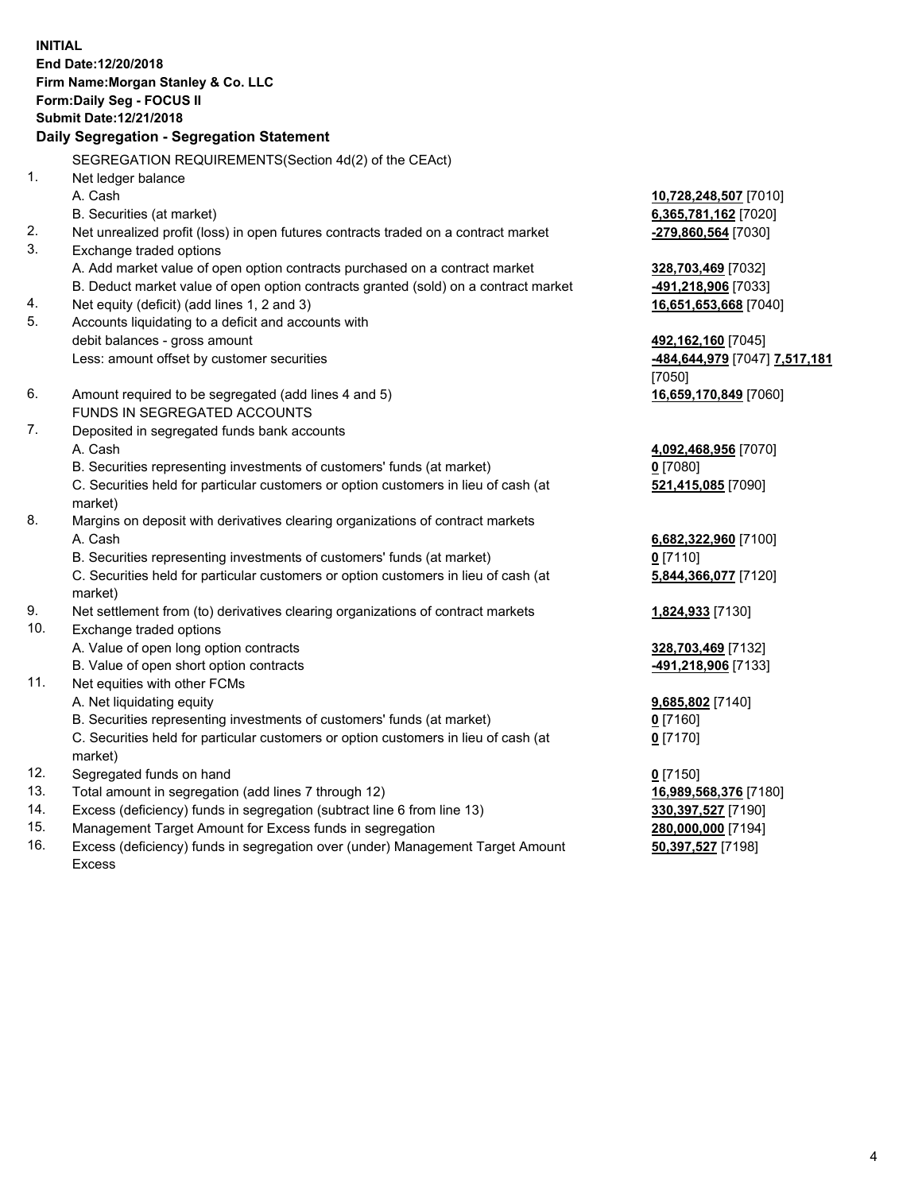**INITIAL**
**End Date:12/20/2018**
**Firm Name:Morgan Stanley & Co. LLC**
**Form:Daily Seg - FOCUS II**
**Submit Date:12/21/2018**

## Daily Segregation - Segregation Statement

SEGREGATION REQUIREMENTS(Section 4d(2) of the CEAct)

| | | |
|---|---|---|
| 1. | Net ledger balance | |
| | A. Cash | **10,728,248,507** [7010] |
| | B. Securities (at market) | **6,365,781,162** [7020] |
| 2. | Net unrealized profit (loss) in open futures contracts traded on a contract market | **-279,860,564** [7030] |
| 3. | Exchange traded options | |
| | A. Add market value of open option contracts purchased on a contract market | **328,703,469** [7032] |
| | B. Deduct market value of open option contracts granted (sold) on a contract market | **-491,218,906** [7033] |
| 4. | Net equity (deficit) (add lines 1, 2 and 3) | **16,651,653,668** [7040] |
| 5. | Accounts liquidating to a deficit and accounts with debit balances - gross amount | **492,162,160** [7045] |
| | Less: amount offset by customer securities | **-484,644,979** [7047] **7,517,181** [7050] |
| 6. | Amount required to be segregated (add lines 4 and 5) | **16,659,170,849** [7060] |
| | FUNDS IN SEGREGATED ACCOUNTS | |
| 7. | Deposited in segregated funds bank accounts | |
| | A. Cash | **4,092,468,956** [7070] |
| | B. Securities representing investments of customers' funds (at market) | **0** [7080] |
| | C. Securities held for particular customers or option customers in lieu of cash (at market) | **521,415,085** [7090] |
| 8. | Margins on deposit with derivatives clearing organizations of contract markets | |
| | A. Cash | **6,682,322,960** [7100] |
| | B. Securities representing investments of customers' funds (at market) | **0** [7110] |
| | C. Securities held for particular customers or option customers in lieu of cash (at market) | **5,844,366,077** [7120] |
| 9. | Net settlement from (to) derivatives clearing organizations of contract markets | **1,824,933** [7130] |
| 10. | Exchange traded options | |
| | A. Value of open long option contracts | **328,703,469** [7132] |
| | B. Value of open short option contracts | **-491,218,906** [7133] |
| 11. | Net equities with other FCMs | |
| | A. Net liquidating equity | **9,685,802** [7140] |
| | B. Securities representing investments of customers' funds (at market) | **0** [7160] |
| | C. Securities held for particular customers or option customers in lieu of cash (at market) | **0** [7170] |
| 12. | Segregated funds on hand | **0** [7150] |
| 13. | Total amount in segregation (add lines 7 through 12) | **16,989,568,376** [7180] |
| 14. | Excess (deficiency) funds in segregation (subtract line 6 from line 13) | **330,397,527** [7190] |
| 15. | Management Target Amount for Excess funds in segregation | **280,000,000** [7194] |
| 16. | Excess (deficiency) funds in segregation over (under) Management Target Amount Excess | **50,397,527** [7198] |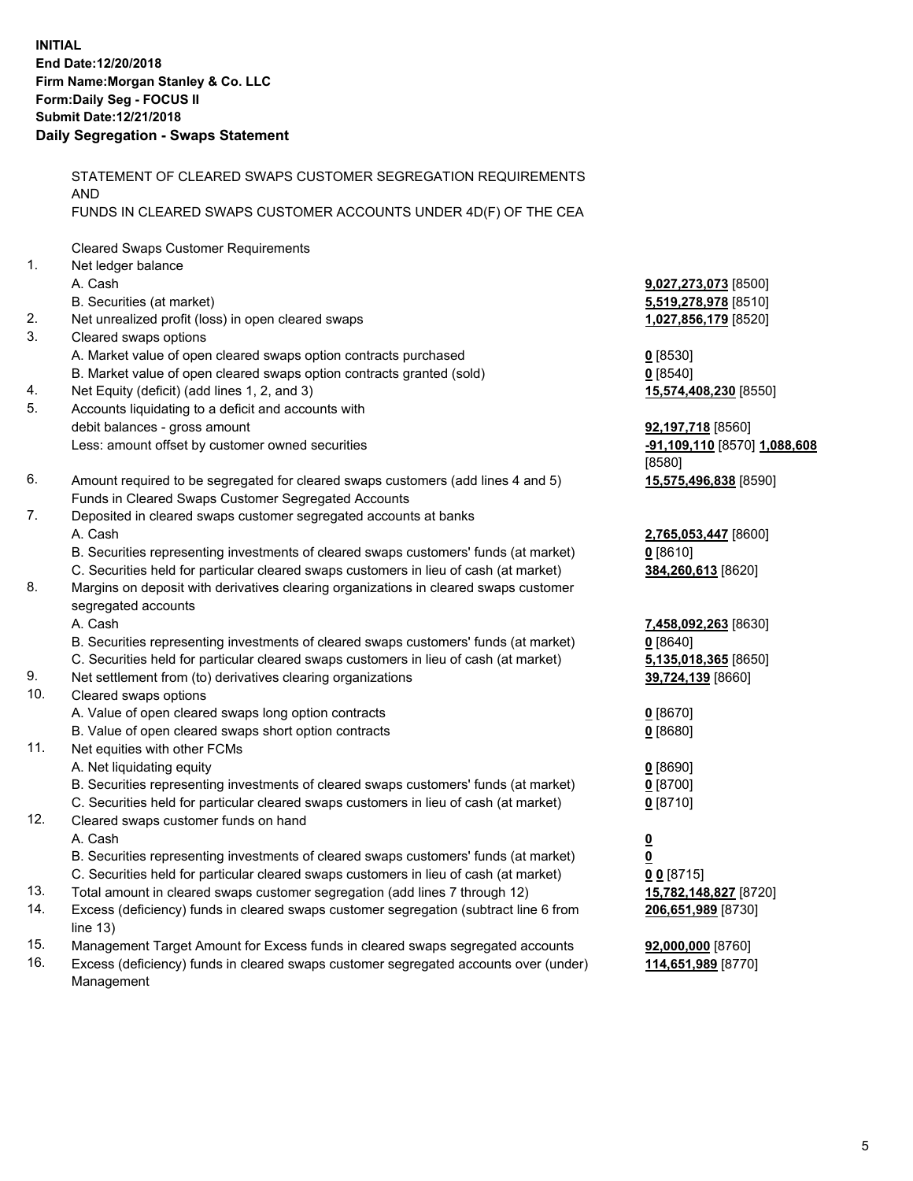**INITIAL**
**End Date:12/20/2018**
**Firm Name:Morgan Stanley & Co. LLC**
**Form:Daily Seg - FOCUS II**
**Submit Date:12/21/2018**
**Daily Segregation - Swaps Statement**

STATEMENT OF CLEARED SWAPS CUSTOMER SEGREGATION REQUIREMENTS AND FUNDS IN CLEARED SWAPS CUSTOMER ACCOUNTS UNDER 4D(F) OF THE CEA

| | | |
|---|---|---|
| | Cleared Swaps Customer Requirements | |
| 1. | Net ledger balance | |
| | A. Cash | **9,027,273,073** [8500] |
| | B. Securities (at market) | **5,519,278,978** [8510] |
| 2. | Net unrealized profit (loss) in open cleared swaps | **1,027,856,179** [8520] |
| 3. | Cleared swaps options | |
| | A. Market value of open cleared swaps option contracts purchased | **0** [8530] |
| | B. Market value of open cleared swaps option contracts granted (sold) | **0** [8540] |
| 4. | Net Equity (deficit) (add lines 1, 2, and 3) | **15,574,408,230** [8550] |
| 5. | Accounts liquidating to a deficit and accounts with debit balances - gross amount | **92,197,718** [8560] |
| | Less: amount offset by customer owned securities | **-91,109,110** [8570] **1,088,608** [8580] |
| 6. | Amount required to be segregated for cleared swaps customers (add lines 4 and 5) | **15,575,496,838** [8590] |
| | Funds in Cleared Swaps Customer Segregated Accounts | |
| 7. | Deposited in cleared swaps customer segregated accounts at banks | |
| | A. Cash | **2,765,053,447** [8600] |
| | B. Securities representing investments of cleared swaps customers' funds (at market) | **0** [8610] |
| | C. Securities held for particular cleared swaps customers in lieu of cash (at market) | **384,260,613** [8620] |
| 8. | Margins on deposit with derivatives clearing organizations in cleared swaps customer segregated accounts | |
| | A. Cash | **7,458,092,263** [8630] |
| | B. Securities representing investments of cleared swaps customers' funds (at market) | **0** [8640] |
| | C. Securities held for particular cleared swaps customers in lieu of cash (at market) | **5,135,018,365** [8650] |
| 9. | Net settlement from (to) derivatives clearing organizations | **39,724,139** [8660] |
| 10. | Cleared swaps options | |
| | A. Value of open cleared swaps long option contracts | **0** [8670] |
| | B. Value of open cleared swaps short option contracts | **0** [8680] |
| 11. | Net equities with other FCMs | |
| | A. Net liquidating equity | **0** [8690] |
| | B. Securities representing investments of cleared swaps customers' funds (at market) | **0** [8700] |
| | C. Securities held for particular cleared swaps customers in lieu of cash (at market) | **0** [8710] |
| 12. | Cleared swaps customer funds on hand | |
| | A. Cash | **0** |
| | B. Securities representing investments of cleared swaps customers' funds (at market) | **0** |
| | C. Securities held for particular cleared swaps customers in lieu of cash (at market) | **0** **0** [8715] |
| 13. | Total amount in cleared swaps customer segregation (add lines 7 through 12) | **15,782,148,827** [8720] |
| 14. | Excess (deficiency) funds in cleared swaps customer segregation (subtract line 6 from line 13) | **206,651,989** [8730] |
| 15. | Management Target Amount for Excess funds in cleared swaps segregated accounts | **92,000,000** [8760] |
| 16. | Excess (deficiency) funds in cleared swaps customer segregated accounts over (under) Management | **114,651,989** [8770] |